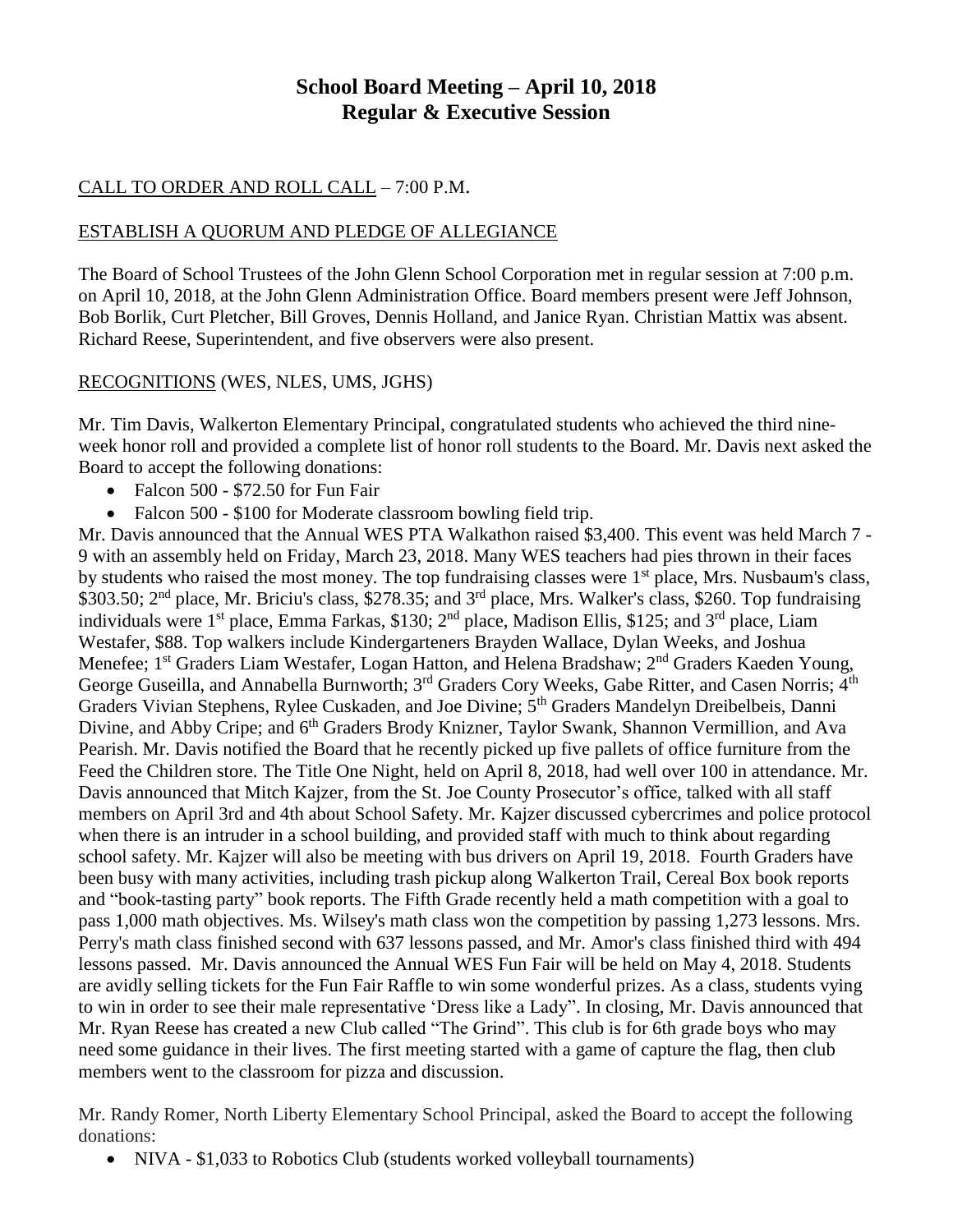# School Board Meeting – April 10, 2018
# Regular & Executive Session

CALL TO ORDER AND ROLL CALL – 7:00 P.M.

ESTABLISH A QUORUM AND PLEDGE OF ALLEGIANCE

The Board of School Trustees of the John Glenn School Corporation met in regular session at 7:00 p.m. on April 10, 2018, at the John Glenn Administration Office. Board members present were Jeff Johnson, Bob Borlik, Curt Pletcher, Bill Groves, Dennis Holland, and Janice Ryan. Christian Mattix was absent. Richard Reese, Superintendent, and five observers were also present.

RECOGNITIONS (WES, NLES, UMS, JGHS)

Mr. Tim Davis, Walkerton Elementary Principal, congratulated students who achieved the third nine-week honor roll and provided a complete list of honor roll students to the Board. Mr. Davis next asked the Board to accept the following donations:

- Falcon 500 - $72.50 for Fun Fair
- Falcon 500 - $100 for Moderate classroom bowling field trip.

Mr. Davis announced that the Annual WES PTA Walkathon raised $3,400. This event was held March 7 - 9 with an assembly held on Friday, March 23, 2018. Many WES teachers had pies thrown in their faces by students who raised the most money. The top fundraising classes were 1st place, Mrs. Nusbaum's class, $303.50; 2nd place, Mr. Briciu's class, $278.35; and 3rd place, Mrs. Walker's class, $260. Top fundraising individuals were 1st place, Emma Farkas, $130; 2nd place, Madison Ellis, $125; and 3rd place, Liam Westafer, $88. Top walkers include Kindergarteners Brayden Wallace, Dylan Weeks, and Joshua Menefee; 1st Graders Liam Westafer, Logan Hatton, and Helena Bradshaw; 2nd Graders Kaeden Young, George Guseilla, and Annabella Burnworth; 3rd Graders Cory Weeks, Gabe Ritter, and Casen Norris; 4th Graders Vivian Stephens, Rylee Cuskaden, and Joe Divine; 5th Graders Mandelyn Dreibelbeis, Danni Divine, and Abby Cripe; and 6th Graders Brody Knizner, Taylor Swank, Shannon Vermillion, and Ava Pearish. Mr. Davis notified the Board that he recently picked up five pallets of office furniture from the Feed the Children store. The Title One Night, held on April 8, 2018, had well over 100 in attendance. Mr. Davis announced that Mitch Kajzer, from the St. Joe County Prosecutor's office, talked with all staff members on April 3rd and 4th about School Safety. Mr. Kajzer discussed cybercrimes and police protocol when there is an intruder in a school building, and provided staff with much to think about regarding school safety. Mr. Kajzer will also be meeting with bus drivers on April 19, 2018. Fourth Graders have been busy with many activities, including trash pickup along Walkerton Trail, Cereal Box book reports and "book-tasting party" book reports. The Fifth Grade recently held a math competition with a goal to pass 1,000 math objectives. Ms. Wilsey's math class won the competition by passing 1,273 lessons. Mrs. Perry's math class finished second with 637 lessons passed, and Mr. Amor's class finished third with 494 lessons passed. Mr. Davis announced the Annual WES Fun Fair will be held on May 4, 2018. Students are avidly selling tickets for the Fun Fair Raffle to win some wonderful prizes. As a class, students vying to win in order to see their male representative 'Dress like a Lady". In closing, Mr. Davis announced that Mr. Ryan Reese has created a new Club called "The Grind". This club is for 6th grade boys who may need some guidance in their lives. The first meeting started with a game of capture the flag, then club members went to the classroom for pizza and discussion.

Mr. Randy Romer, North Liberty Elementary School Principal, asked the Board to accept the following donations:

- NIVA - $1,033 to Robotics Club (students worked volleyball tournaments)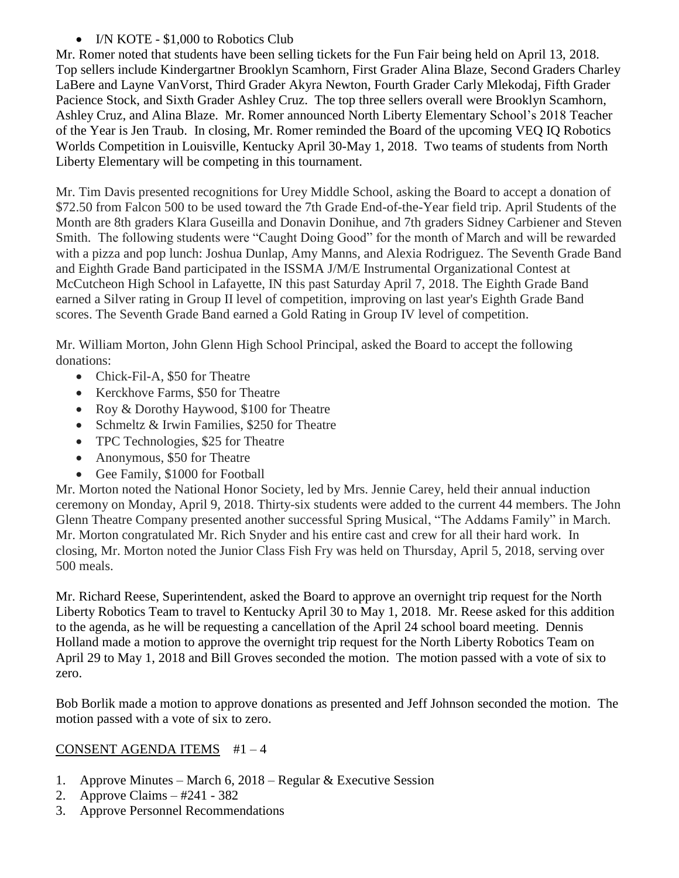- I/N KOTE - $1,000 to Robotics Club

Mr. Romer noted that students have been selling tickets for the Fun Fair being held on April 13, 2018. Top sellers include Kindergartner Brooklyn Scamhorn, First Grader Alina Blaze, Second Graders Charley LaBere and Layne VanVorst, Third Grader Akyra Newton, Fourth Grader Carly Mlekodaj, Fifth Grader Pacience Stock, and Sixth Grader Ashley Cruz. The top three sellers overall were Brooklyn Scamhorn, Ashley Cruz, and Alina Blaze. Mr. Romer announced North Liberty Elementary School's 2018 Teacher of the Year is Jen Traub. In closing, Mr. Romer reminded the Board of the upcoming VEQ IQ Robotics Worlds Competition in Louisville, Kentucky April 30-May 1, 2018. Two teams of students from North Liberty Elementary will be competing in this tournament.

Mr. Tim Davis presented recognitions for Urey Middle School, asking the Board to accept a donation of $72.50 from Falcon 500 to be used toward the 7th Grade End-of-the-Year field trip. April Students of the Month are 8th graders Klara Guseilla and Donavin Donihue, and 7th graders Sidney Carbiener and Steven Smith. The following students were "Caught Doing Good" for the month of March and will be rewarded with a pizza and pop lunch: Joshua Dunlap, Amy Manns, and Alexia Rodriguez. The Seventh Grade Band and Eighth Grade Band participated in the ISSMA J/M/E Instrumental Organizational Contest at McCutcheon High School in Lafayette, IN this past Saturday April 7, 2018. The Eighth Grade Band earned a Silver rating in Group II level of competition, improving on last year's Eighth Grade Band scores. The Seventh Grade Band earned a Gold Rating in Group IV level of competition.

Mr. William Morton, John Glenn High School Principal, asked the Board to accept the following donations:

- Chick-Fil-A, $50 for Theatre
- Kerckhove Farms, $50 for Theatre
- Roy & Dorothy Haywood, $100 for Theatre
- Schmeltz & Irwin Families, $250 for Theatre
- TPC Technologies, $25 for Theatre
- Anonymous, $50 for Theatre
- Gee Family, $1000 for Football

Mr. Morton noted the National Honor Society, led by Mrs. Jennie Carey, held their annual induction ceremony on Monday, April 9, 2018. Thirty-six students were added to the current 44 members. The John Glenn Theatre Company presented another successful Spring Musical, "The Addams Family" in March. Mr. Morton congratulated Mr. Rich Snyder and his entire cast and crew for all their hard work. In closing, Mr. Morton noted the Junior Class Fish Fry was held on Thursday, April 5, 2018, serving over 500 meals.

Mr. Richard Reese, Superintendent, asked the Board to approve an overnight trip request for the North Liberty Robotics Team to travel to Kentucky April 30 to May 1, 2018. Mr. Reese asked for this addition to the agenda, as he will be requesting a cancellation of the April 24 school board meeting. Dennis Holland made a motion to approve the overnight trip request for the North Liberty Robotics Team on April 29 to May 1, 2018 and Bill Groves seconded the motion. The motion passed with a vote of six to zero.

Bob Borlik made a motion to approve donations as presented and Jeff Johnson seconded the motion. The motion passed with a vote of six to zero.

CONSENT AGENDA ITEMS #1 – 4

1. Approve Minutes – March 6, 2018 – Regular & Executive Session
2. Approve Claims – #241 - 382
3. Approve Personnel Recommendations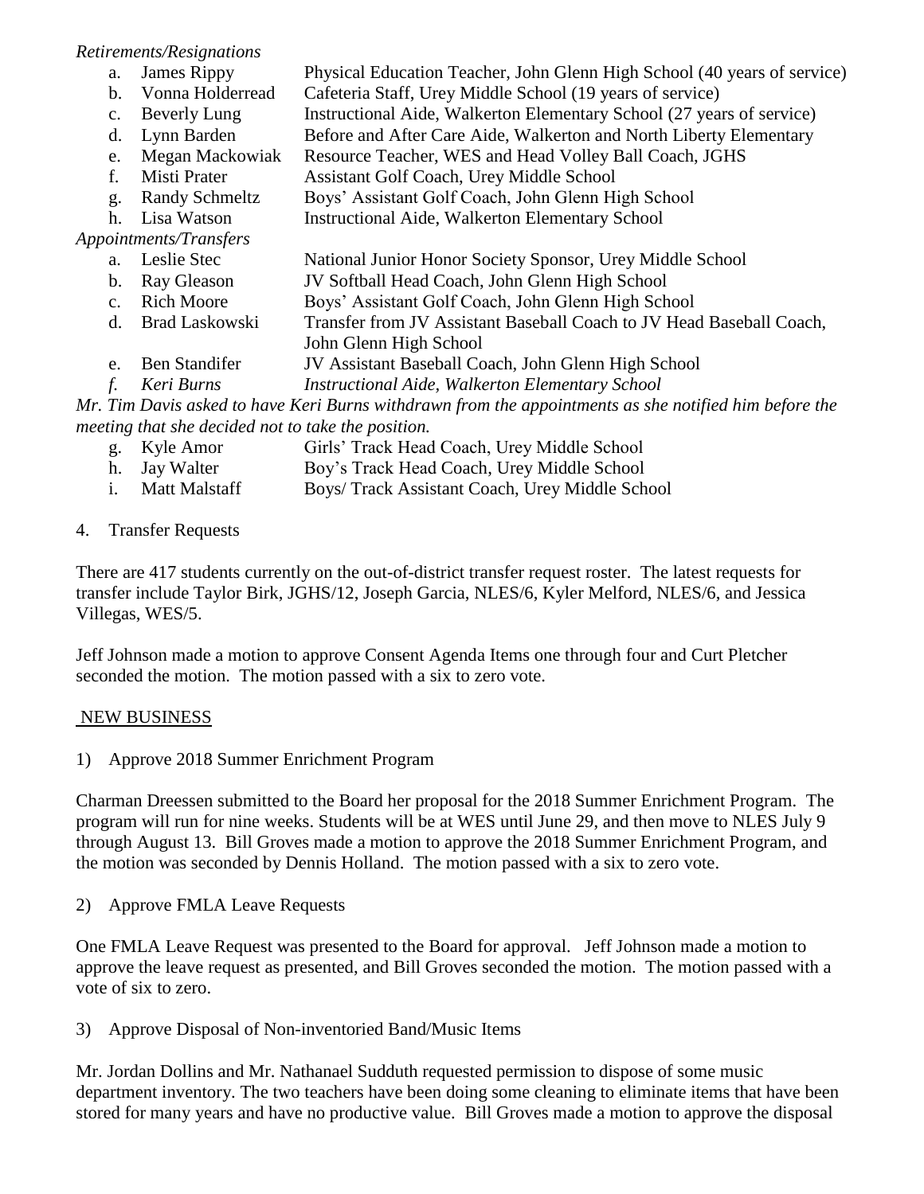*Retirements/Resignations*

a. James Rippy — Physical Education Teacher, John Glenn High School (40 years of service)
b. Vonna Holderread — Cafeteria Staff, Urey Middle School (19 years of service)
c. Beverly Lung — Instructional Aide, Walkerton Elementary School (27 years of service)
d. Lynn Barden — Before and After Care Aide, Walkerton and North Liberty Elementary
e. Megan Mackowiak — Resource Teacher, WES and Head Volley Ball Coach, JGHS
f. Misti Prater — Assistant Golf Coach, Urey Middle School
g. Randy Schmeltz — Boys' Assistant Golf Coach, John Glenn High School
h. Lisa Watson — Instructional Aide, Walkerton Elementary School

*Appointments/Transfers*

a. Leslie Stec — National Junior Honor Society Sponsor, Urey Middle School
b. Ray Gleason — JV Softball Head Coach, John Glenn High School
c. Rich Moore — Boys' Assistant Golf Coach, John Glenn High School
d. Brad Laskowski — Transfer from JV Assistant Baseball Coach to JV Head Baseball Coach, John Glenn High School
e. Ben Standifer — JV Assistant Baseball Coach, John Glenn High School
f. *Keri Burns — Instructional Aide, Walkerton Elementary School*

*Mr. Tim Davis asked to have Keri Burns withdrawn from the appointments as she notified him before the meeting that she decided not to take the position.*

g. Kyle Amor — Girls' Track Head Coach, Urey Middle School
h. Jay Walter — Boy's Track Head Coach, Urey Middle School
i. Matt Malstaff — Boys/ Track Assistant Coach, Urey Middle School

4. Transfer Requests

There are 417 students currently on the out-of-district transfer request roster. The latest requests for transfer include Taylor Birk, JGHS/12, Joseph Garcia, NLES/6, Kyler Melford, NLES/6, and Jessica Villegas, WES/5.

Jeff Johnson made a motion to approve Consent Agenda Items one through four and Curt Pletcher seconded the motion. The motion passed with a six to zero vote.

## NEW BUSINESS

1) Approve 2018 Summer Enrichment Program

Charman Dreessen submitted to the Board her proposal for the 2018 Summer Enrichment Program. The program will run for nine weeks. Students will be at WES until June 29, and then move to NLES July 9 through August 13. Bill Groves made a motion to approve the 2018 Summer Enrichment Program, and the motion was seconded by Dennis Holland. The motion passed with a six to zero vote.

2) Approve FMLA Leave Requests

One FMLA Leave Request was presented to the Board for approval. Jeff Johnson made a motion to approve the leave request as presented, and Bill Groves seconded the motion. The motion passed with a vote of six to zero.

3) Approve Disposal of Non-inventoried Band/Music Items

Mr. Jordan Dollins and Mr. Nathanael Sudduth requested permission to dispose of some music department inventory. The two teachers have been doing some cleaning to eliminate items that have been stored for many years and have no productive value. Bill Groves made a motion to approve the disposal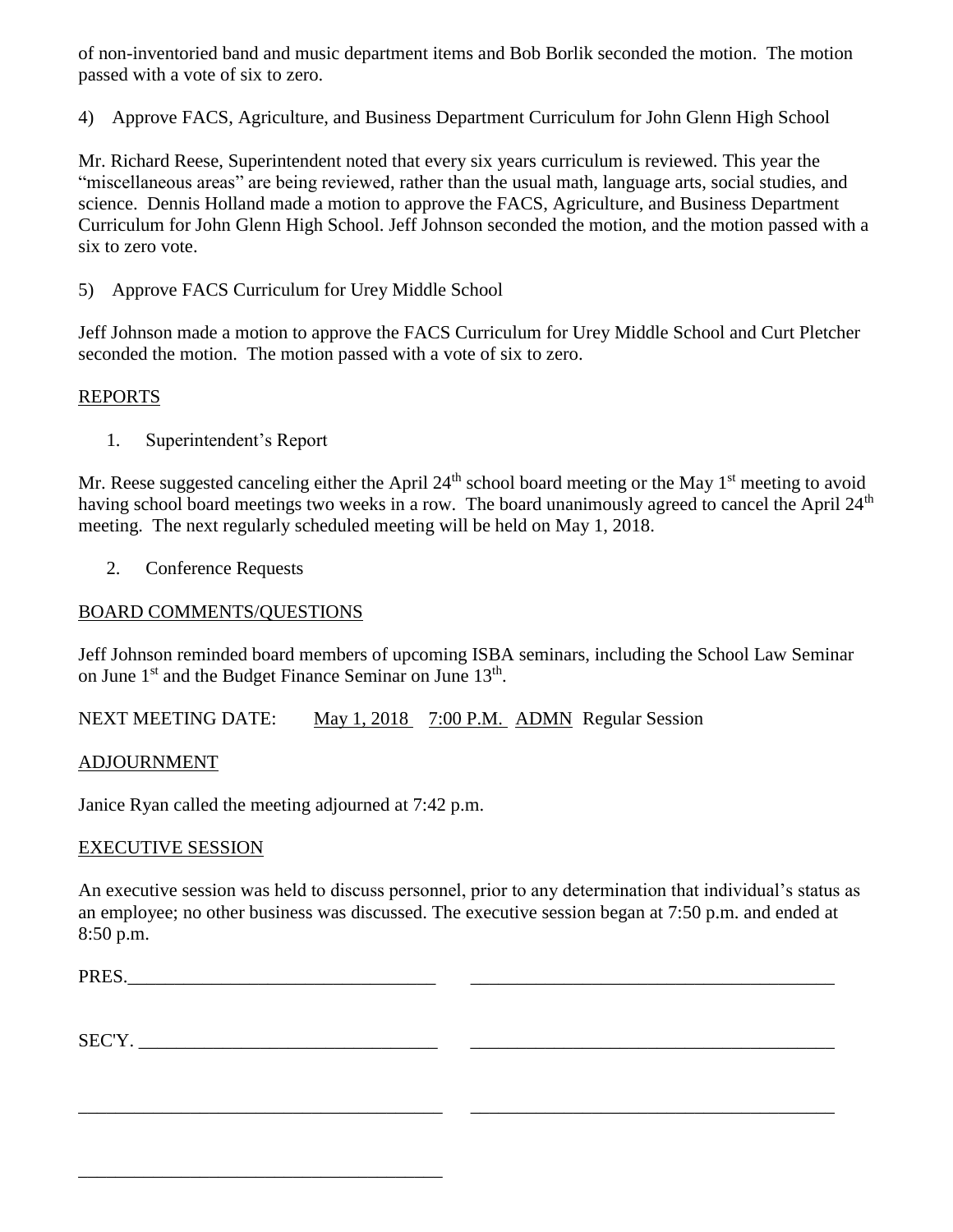of non-inventoried band and music department items and Bob Borlik seconded the motion. The motion passed with a vote of six to zero.

4) Approve FACS, Agriculture, and Business Department Curriculum for John Glenn High School

Mr. Richard Reese, Superintendent noted that every six years curriculum is reviewed. This year the "miscellaneous areas" are being reviewed, rather than the usual math, language arts, social studies, and science. Dennis Holland made a motion to approve the FACS, Agriculture, and Business Department Curriculum for John Glenn High School. Jeff Johnson seconded the motion, and the motion passed with a six to zero vote.

5) Approve FACS Curriculum for Urey Middle School

Jeff Johnson made a motion to approve the FACS Curriculum for Urey Middle School and Curt Pletcher seconded the motion. The motion passed with a vote of six to zero.

REPORTS

1. Superintendent's Report

Mr. Reese suggested canceling either the April 24th school board meeting or the May 1st meeting to avoid having school board meetings two weeks in a row. The board unanimously agreed to cancel the April 24th meeting. The next regularly scheduled meeting will be held on May 1, 2018.

2. Conference Requests

BOARD COMMENTS/QUESTIONS

Jeff Johnson reminded board members of upcoming ISBA seminars, including the School Law Seminar on June 1st and the Budget Finance Seminar on June 13th.

NEXT MEETING DATE: May 1, 2018 7:00 P.M. ADMN Regular Session

ADJOURNMENT

Janice Ryan called the meeting adjourned at 7:42 p.m.

EXECUTIVE SESSION

An executive session was held to discuss personnel, prior to any determination that individual's status as an employee; no other business was discussed. The executive session began at 7:50 p.m. and ended at 8:50 p.m.

PRES.________________________________ ________________________________________

SEC'Y. ________________________________ ________________________________________

________________________________________ ________________________________________

________________________________________